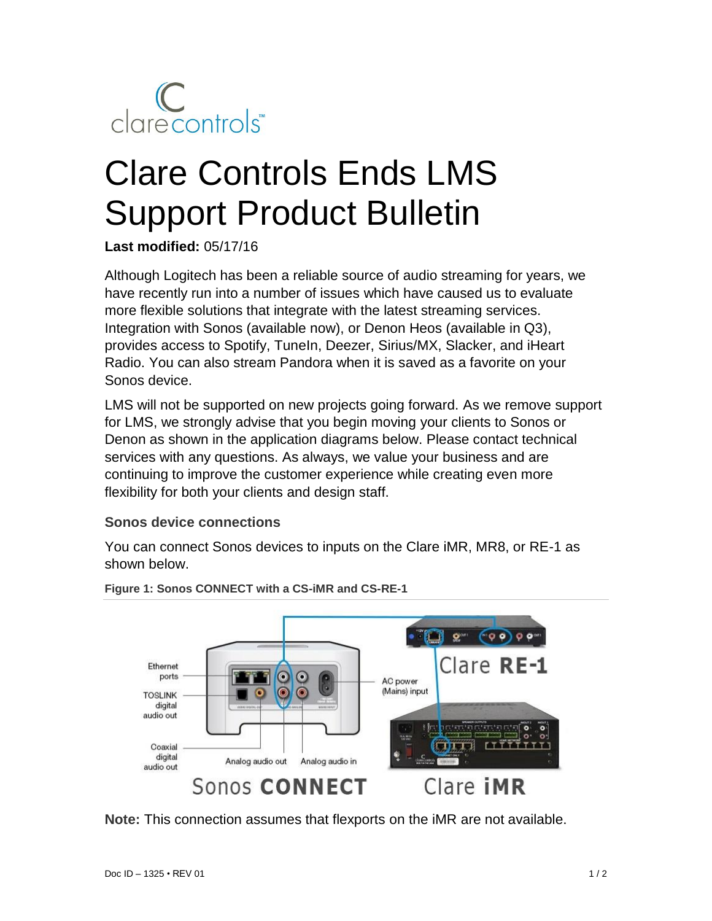clarecontrols™

# Clare Controls Ends LMS Support Product Bulletin

**Last modified:** 05/17/16

Although Logitech has been a reliable source of audio streaming for years, we have recently run into a number of issues which have caused us to evaluate more flexible solutions that integrate with the latest streaming services. Integration with Sonos (available now), or Denon Heos (available in Q3), provides access to Spotify, TuneIn, Deezer, Sirius/MX, Slacker, and iHeart Radio. You can also stream Pandora when it is saved as a favorite on your Sonos device.

LMS will not be supported on new projects going forward. As we remove support for LMS, we strongly advise that you begin moving your clients to Sonos or Denon as shown in the application diagrams below. Please contact technical services with any questions. As always, we value your business and are continuing to improve the customer experience while creating even more flexibility for both your clients and design staff.

### Sonos device connections

You can connect Sonos devices to inputs on the Clare iMR, MR8, or RE-1 as shown below.

**Figure 1: Sonos CONNECT with a CS-iMR and CS-RE-1**

**Note:** This connection assumes that flexports on the iMR are not available.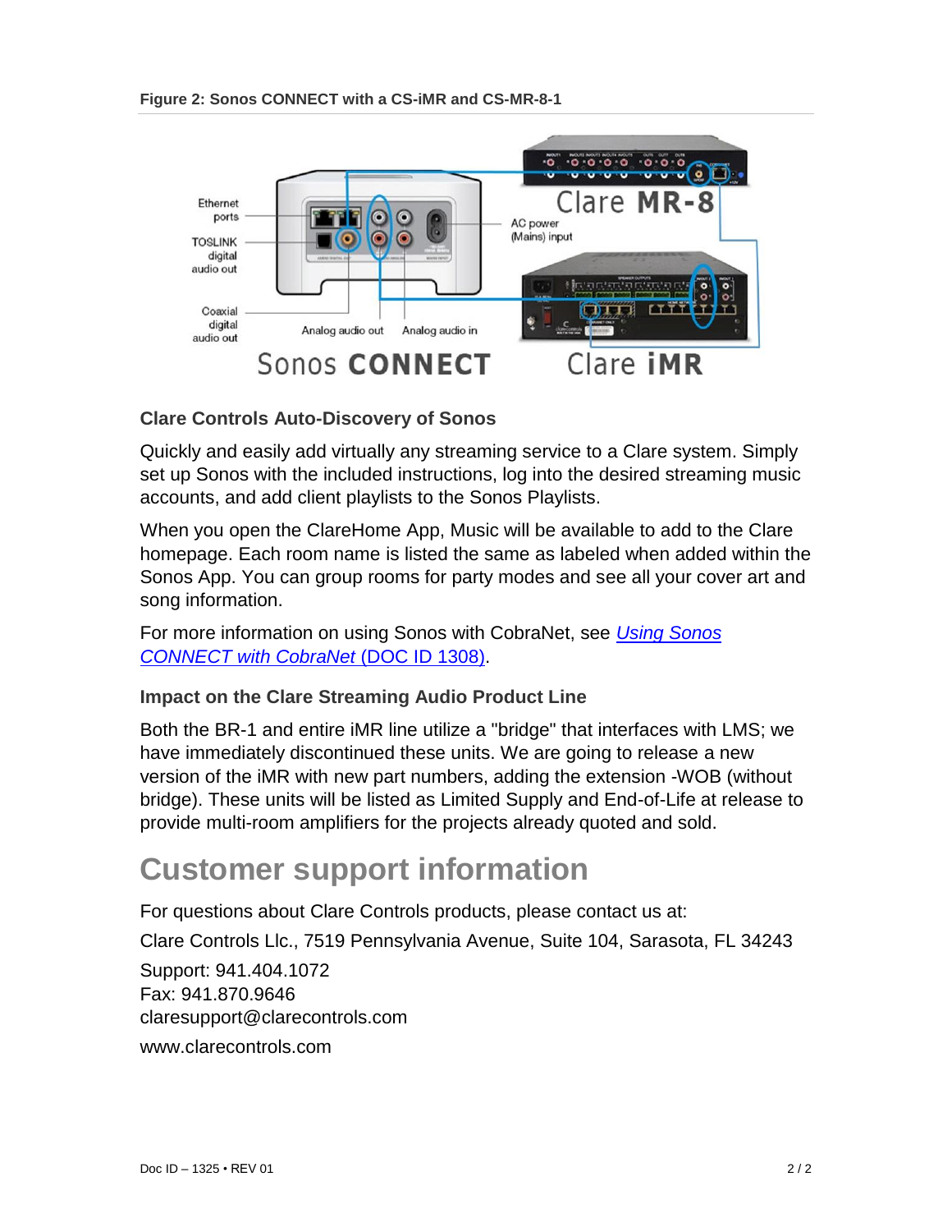**Figure 2: Sonos CONNECT with a CS-iMR and CS-MR-8-1**

Ethernet ports

TOSLINK digital audio out

Coaxial digital audio out

Analog audio out

Analog audio in

AC power (Mains) input

Sonos CONNECT

Clare MR-8

Clare iMR

### Clare Controls Auto-Discovery of Sonos

Quickly and easily add virtually any streaming service to a Clare system. Simply set up Sonos with the included instructions, log into the desired streaming music accounts, and add client playlists to the Sonos Playlists.

When you open the ClareHome App, Music will be available to add to the Clare homepage. Each room name is listed the same as labeled when added within the Sonos App. You can group rooms for party modes and see all your cover art and song information.

For more information on using Sonos with CobraNet, see *Using Sonos CONNECT with CobraNet* (DOC ID 1308).

### Impact on the Clare Streaming Audio Product Line

Both the BR-1 and entire iMR line utilize a "bridge" that interfaces with LMS; we have immediately discontinued these units. We are going to release a new version of the iMR with new part numbers, adding the extension -WOB (without bridge). These units will be listed as Limited Supply and End-of-Life at release to provide multi-room amplifiers for the projects already quoted and sold.

# Customer support information

For questions about Clare Controls products, please contact us at:

Clare Controls Llc., 7519 Pennsylvania Avenue, Suite 104, Sarasota, FL 34243

Support: 941.404.1072
Fax: 941.870.9646
claresupport@clarecontrols.com

www.clarecontrols.com